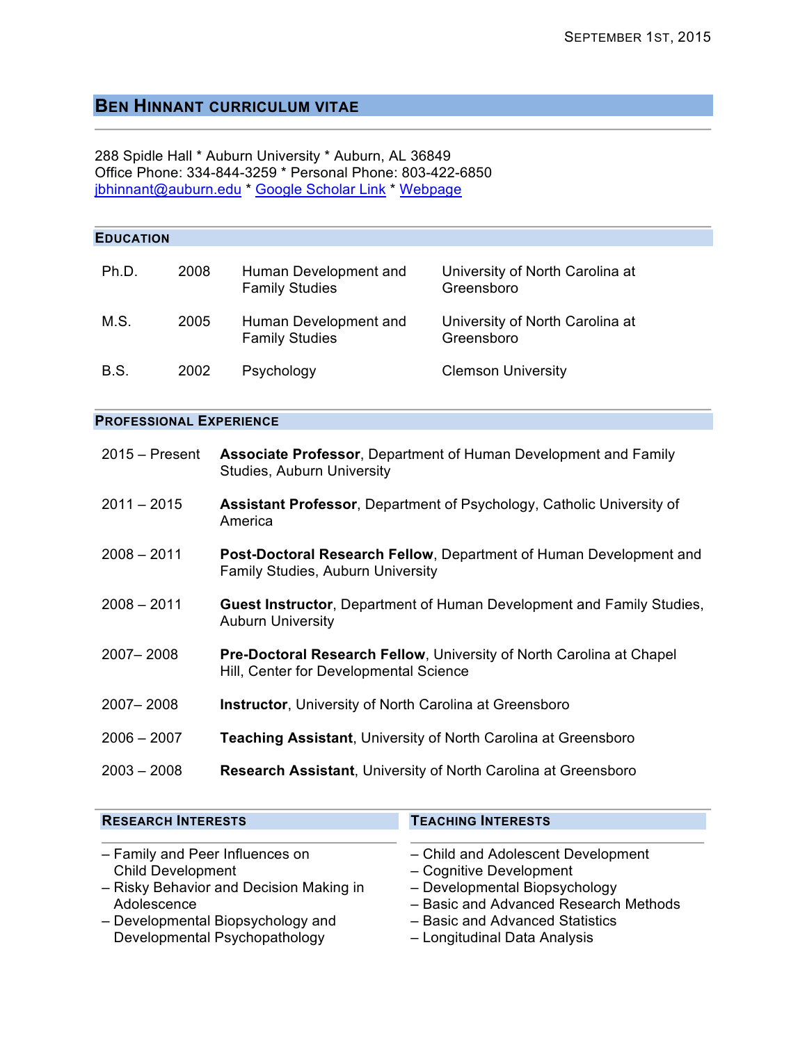SEPTEMBER 1ST, 2015

# BEN HINNANT CURRICULUM VITAE

288 Spidle Hall * Auburn University * Auburn, AL 36849
Office Phone: 334-844-3259 * Personal Phone: 803-422-6850
jbhinnant@auburn.edu * Google Scholar Link * Webpage

## EDUCATION

| | | | |
|---|---|---|---|
| Ph.D. | 2008 | Human Development and Family Studies | University of North Carolina at Greensboro |
| M.S. | 2005 | Human Development and Family Studies | University of North Carolina at Greensboro |
| B.S. | 2002 | Psychology | Clemson University |

## PROFESSIONAL EXPERIENCE

| | |
|---|---|
| 2015 – Present | **Associate Professor**, Department of Human Development and Family Studies, Auburn University |
| 2011 – 2015 | **Assistant Professor**, Department of Psychology, Catholic University of America |
| 2008 – 2011 | **Post-Doctoral Research Fellow**, Department of Human Development and Family Studies, Auburn University |
| 2008 – 2011 | **Guest Instructor**, Department of Human Development and Family Studies, Auburn University |
| 2007– 2008 | **Pre-Doctoral Research Fellow**, University of North Carolina at Chapel Hill, Center for Developmental Science |
| 2007– 2008 | **Instructor**, University of North Carolina at Greensboro |
| 2006 – 2007 | **Teaching Assistant**, University of North Carolina at Greensboro |
| 2003 – 2008 | **Research Assistant**, University of North Carolina at Greensboro |

## RESEARCH INTERESTS

- Family and Peer Influences on Child Development
- Risky Behavior and Decision Making in Adolescence
- Developmental Biopsychology and Developmental Psychopathology

## TEACHING INTERESTS

- Child and Adolescent Development
- Cognitive Development
- Developmental Biopsychology
- Basic and Advanced Research Methods
- Basic and Advanced Statistics
- Longitudinal Data Analysis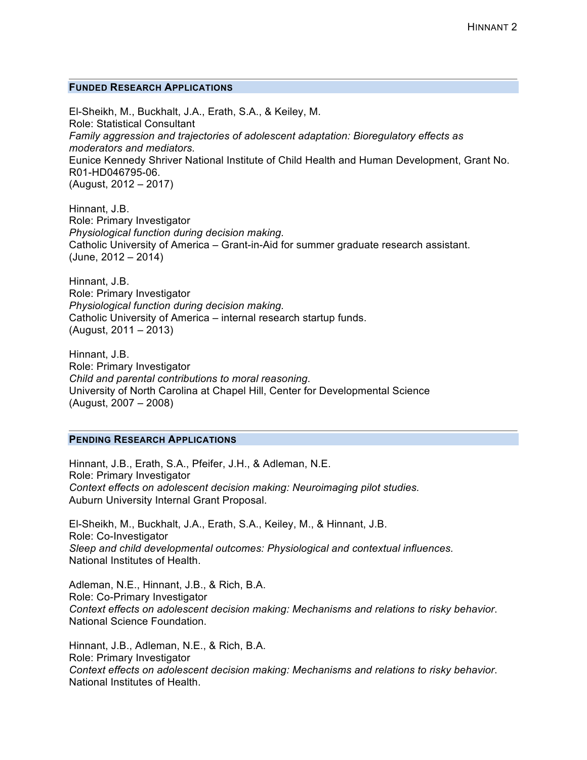## FUNDED RESEARCH APPLICATIONS

El-Sheikh, M., Buckhalt, J.A., Erath, S.A., & Keiley, M.
Role: Statistical Consultant
*Family aggression and trajectories of adolescent adaptation: Bioregulatory effects as moderators and mediators.*
Eunice Kennedy Shriver National Institute of Child Health and Human Development, Grant No. R01-HD046795-06.
(August, 2012 – 2017)

Hinnant, J.B.
Role: Primary Investigator
*Physiological function during decision making.*
Catholic University of America – Grant-in-Aid for summer graduate research assistant.
(June, 2012 – 2014)

Hinnant, J.B.
Role: Primary Investigator
*Physiological function during decision making.*
Catholic University of America – internal research startup funds.
(August, 2011 – 2013)

Hinnant, J.B.
Role: Primary Investigator
*Child and parental contributions to moral reasoning*.
University of North Carolina at Chapel Hill, Center for Developmental Science
(August, 2007 – 2008)

## PENDING RESEARCH APPLICATIONS

Hinnant, J.B., Erath, S.A., Pfeifer, J.H., & Adleman, N.E.
Role: Primary Investigator
*Context effects on adolescent decision making: Neuroimaging pilot studies.*
Auburn University Internal Grant Proposal.

El-Sheikh, M., Buckhalt, J.A., Erath, S.A., Keiley, M., & Hinnant, J.B.
Role: Co-Investigator
*Sleep and child developmental outcomes: Physiological and contextual influences.*
National Institutes of Health.

Adleman, N.E., Hinnant, J.B., & Rich, B.A.
Role: Co-Primary Investigator
*Context effects on adolescent decision making: Mechanisms and relations to risky behavior*.
National Science Foundation.

Hinnant, J.B., Adleman, N.E., & Rich, B.A.
Role: Primary Investigator
*Context effects on adolescent decision making: Mechanisms and relations to risky behavior*.
National Institutes of Health.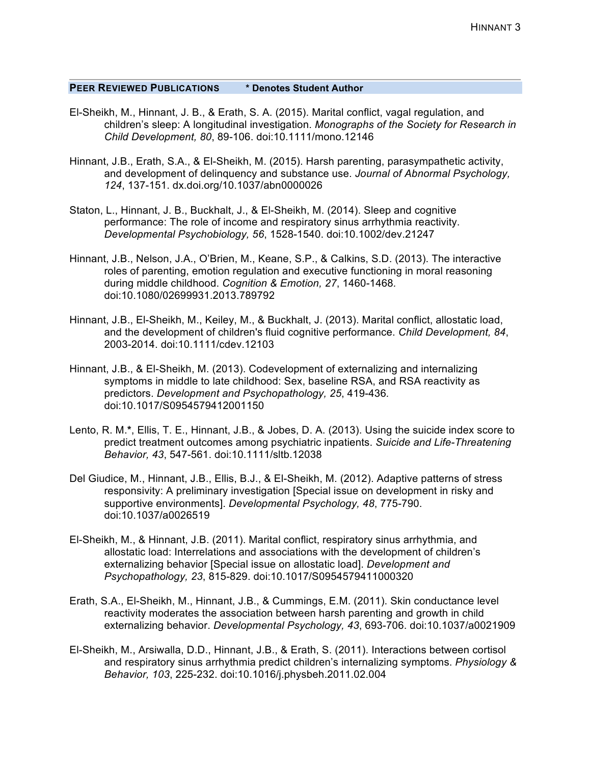## **Peer Reviewed Publications** * Denotes Student Author

El-Sheikh, M., Hinnant, J. B., & Erath, S. A. (2015). Marital conflict, vagal regulation, and children's sleep: A longitudinal investigation. *Monographs of the Society for Research in Child Development, 80*, 89-106. doi:10.1111/mono.12146

Hinnant, J.B., Erath, S.A., & El-Sheikh, M. (2015). Harsh parenting, parasympathetic activity, and development of delinquency and substance use. *Journal of Abnormal Psychology, 124*, 137-151. dx.doi.org/10.1037/abn0000026

Staton, L., Hinnant, J. B., Buckhalt, J., & El-Sheikh, M. (2014). Sleep and cognitive performance: The role of income and respiratory sinus arrhythmia reactivity. *Developmental Psychobiology, 56*, 1528-1540. doi:10.1002/dev.21247

Hinnant, J.B., Nelson, J.A., O'Brien, M., Keane, S.P., & Calkins, S.D. (2013). The interactive roles of parenting, emotion regulation and executive functioning in moral reasoning during middle childhood. *Cognition & Emotion, 27*, 1460-1468. doi:10.1080/02699931.2013.789792

Hinnant, J.B., El-Sheikh, M., Keiley, M., & Buckhalt, J. (2013). Marital conflict, allostatic load, and the development of children's fluid cognitive performance. *Child Development, 84*, 2003-2014. doi:10.1111/cdev.12103

Hinnant, J.B., & El-Sheikh, M. (2013). Codevelopment of externalizing and internalizing symptoms in middle to late childhood: Sex, baseline RSA, and RSA reactivity as predictors. *Development and Psychopathology, 25*, 419-436. doi:10.1017/S0954579412001150

Lento, R. M.*, Ellis, T. E., Hinnant, J.B., & Jobes, D. A. (2013). Using the suicide index score to predict treatment outcomes among psychiatric inpatients. *Suicide and Life-Threatening Behavior, 43*, 547-561. doi:10.1111/sltb.12038

Del Giudice, M., Hinnant, J.B., Ellis, B.J., & El-Sheikh, M. (2012). Adaptive patterns of stress responsivity: A preliminary investigation [Special issue on development in risky and supportive environments]. *Developmental Psychology, 48*, 775-790. doi:10.1037/a0026519

El-Sheikh, M., & Hinnant, J.B. (2011). Marital conflict, respiratory sinus arrhythmia, and allostatic load: Interrelations and associations with the development of children's externalizing behavior [Special issue on allostatic load]. *Development and Psychopathology, 23*, 815-829. doi:10.1017/S0954579411000320

Erath, S.A., El-Sheikh, M., Hinnant, J.B., & Cummings, E.M. (2011). Skin conductance level reactivity moderates the association between harsh parenting and growth in child externalizing behavior. *Developmental Psychology, 43*, 693-706. doi:10.1037/a0021909

El-Sheikh, M., Arsiwalla, D.D., Hinnant, J.B., & Erath, S. (2011). Interactions between cortisol and respiratory sinus arrhythmia predict children's internalizing symptoms. *Physiology & Behavior, 103*, 225-232. doi:10.1016/j.physbeh.2011.02.004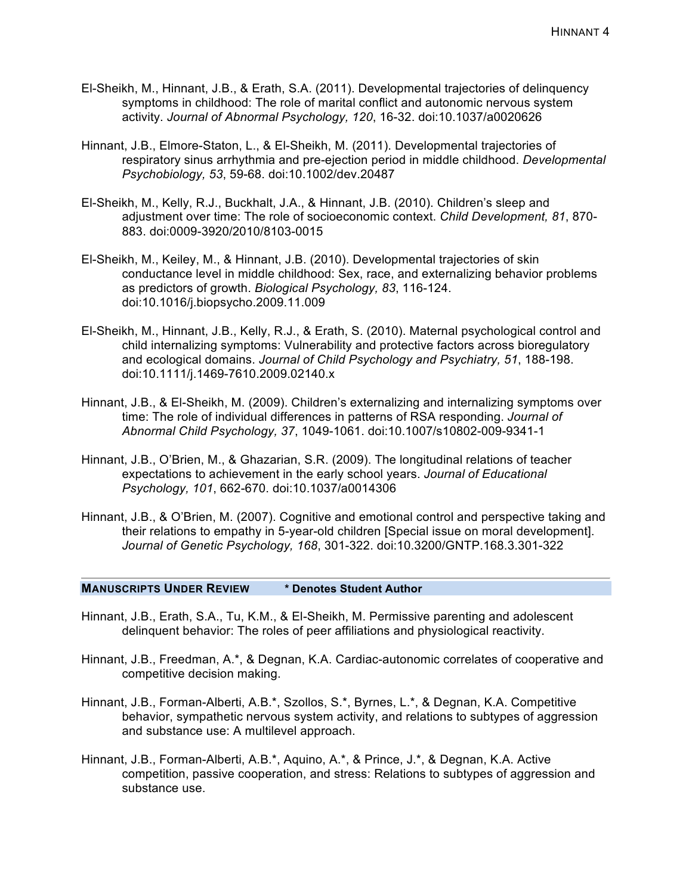El-Sheikh, M., Hinnant, J.B., & Erath, S.A. (2011). Developmental trajectories of delinquency symptoms in childhood: The role of marital conflict and autonomic nervous system activity. *Journal of Abnormal Psychology, 120*, 16-32. doi:10.1037/a0020626

Hinnant, J.B., Elmore-Staton, L., & El-Sheikh, M. (2011). Developmental trajectories of respiratory sinus arrhythmia and pre-ejection period in middle childhood. *Developmental Psychobiology, 53*, 59-68. doi:10.1002/dev.20487

El-Sheikh, M., Kelly, R.J., Buckhalt, J.A., & Hinnant, J.B. (2010). Children's sleep and adjustment over time: The role of socioeconomic context. *Child Development, 81*, 870-883. doi:0009-3920/2010/8103-0015

El-Sheikh, M., Keiley, M., & Hinnant, J.B. (2010). Developmental trajectories of skin conductance level in middle childhood: Sex, race, and externalizing behavior problems as predictors of growth. *Biological Psychology, 83*, 116-124. doi:10.1016/j.biopsycho.2009.11.009

El-Sheikh, M., Hinnant, J.B., Kelly, R.J., & Erath, S. (2010). Maternal psychological control and child internalizing symptoms: Vulnerability and protective factors across bioregulatory and ecological domains. *Journal of Child Psychology and Psychiatry, 51*, 188-198. doi:10.1111/j.1469-7610.2009.02140.x

Hinnant, J.B., & El-Sheikh, M. (2009). Children's externalizing and internalizing symptoms over time: The role of individual differences in patterns of RSA responding. *Journal of Abnormal Child Psychology, 37*, 1049-1061. doi:10.1007/s10802-009-9341-1

Hinnant, J.B., O'Brien, M., & Ghazarian, S.R. (2009). The longitudinal relations of teacher expectations to achievement in the early school years. *Journal of Educational Psychology, 101*, 662-670. doi:10.1037/a0014306

Hinnant, J.B., & O'Brien, M. (2007). Cognitive and emotional control and perspective taking and their relations to empathy in 5-year-old children [Special issue on moral development]. *Journal of Genetic Psychology, 168*, 301-322. doi:10.3200/GNTP.168.3.301-322

## MANUSCRIPTS UNDER REVIEW * Denotes Student Author

Hinnant, J.B., Erath, S.A., Tu, K.M., & El-Sheikh, M. Permissive parenting and adolescent delinquent behavior: The roles of peer affiliations and physiological reactivity.

Hinnant, J.B., Freedman, A.*, & Degnan, K.A. Cardiac-autonomic correlates of cooperative and competitive decision making.

Hinnant, J.B., Forman-Alberti, A.B.*, Szollos, S.*, Byrnes, L.*, & Degnan, K.A. Competitive behavior, sympathetic nervous system activity, and relations to subtypes of aggression and substance use: A multilevel approach.

Hinnant, J.B., Forman-Alberti, A.B.*, Aquino, A.*, & Prince, J.*, & Degnan, K.A. Active competition, passive cooperation, and stress: Relations to subtypes of aggression and substance use.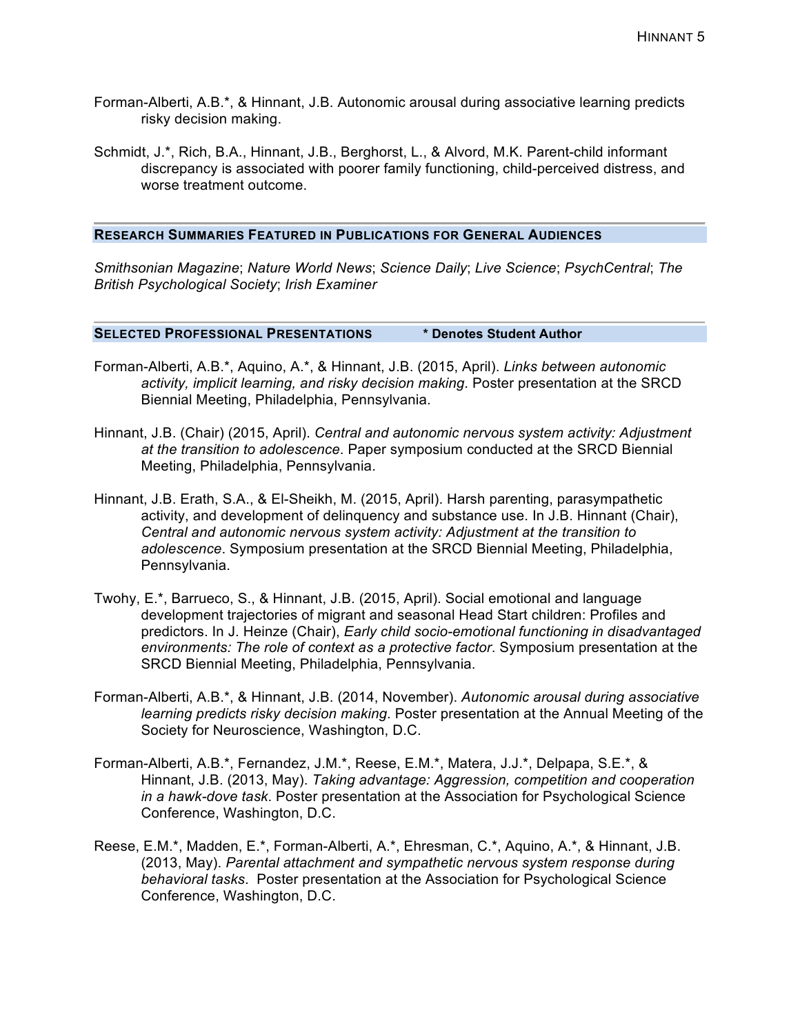Forman-Alberti, A.B.*, & Hinnant, J.B. Autonomic arousal during associative learning predicts risky decision making.

Schmidt, J.*, Rich, B.A., Hinnant, J.B., Berghorst, L., & Alvord, M.K. Parent-child informant discrepancy is associated with poorer family functioning, child-perceived distress, and worse treatment outcome.

## Research Summaries Featured in Publications for General Audiences

*Smithsonian Magazine*; *Nature World News*; *Science Daily*; *Live Science*; *PsychCentral*; *The British Psychological Society*; *Irish Examiner*

## Selected Professional Presentations * Denotes Student Author

Forman-Alberti, A.B.*, Aquino, A.*, & Hinnant, J.B. (2015, April). *Links between autonomic activity, implicit learning, and risky decision making*. Poster presentation at the SRCD Biennial Meeting, Philadelphia, Pennsylvania.

Hinnant, J.B. (Chair) (2015, April). *Central and autonomic nervous system activity: Adjustment at the transition to adolescence*. Paper symposium conducted at the SRCD Biennial Meeting, Philadelphia, Pennsylvania.

Hinnant, J.B. Erath, S.A., & El-Sheikh, M. (2015, April). Harsh parenting, parasympathetic activity, and development of delinquency and substance use. In J.B. Hinnant (Chair), *Central and autonomic nervous system activity: Adjustment at the transition to adolescence*. Symposium presentation at the SRCD Biennial Meeting, Philadelphia, Pennsylvania.

Twohy, E.*, Barrueco, S., & Hinnant, J.B. (2015, April). Social emotional and language development trajectories of migrant and seasonal Head Start children: Profiles and predictors. In J. Heinze (Chair), *Early child socio-emotional functioning in disadvantaged environments: The role of context as a protective factor*. Symposium presentation at the SRCD Biennial Meeting, Philadelphia, Pennsylvania.

Forman-Alberti, A.B.*, & Hinnant, J.B. (2014, November). *Autonomic arousal during associative learning predicts risky decision making*. Poster presentation at the Annual Meeting of the Society for Neuroscience, Washington, D.C.

Forman-Alberti, A.B.*, Fernandez, J.M.*, Reese, E.M.*, Matera, J.J.*, Delpapa, S.E.*, & Hinnant, J.B. (2013, May). *Taking advantage: Aggression, competition and cooperation in a hawk-dove task*. Poster presentation at the Association for Psychological Science Conference, Washington, D.C.

Reese, E.M.*, Madden, E.*, Forman-Alberti, A.*, Ehresman, C.*, Aquino, A.*, & Hinnant, J.B. (2013, May). *Parental attachment and sympathetic nervous system response during behavioral tasks*. Poster presentation at the Association for Psychological Science Conference, Washington, D.C.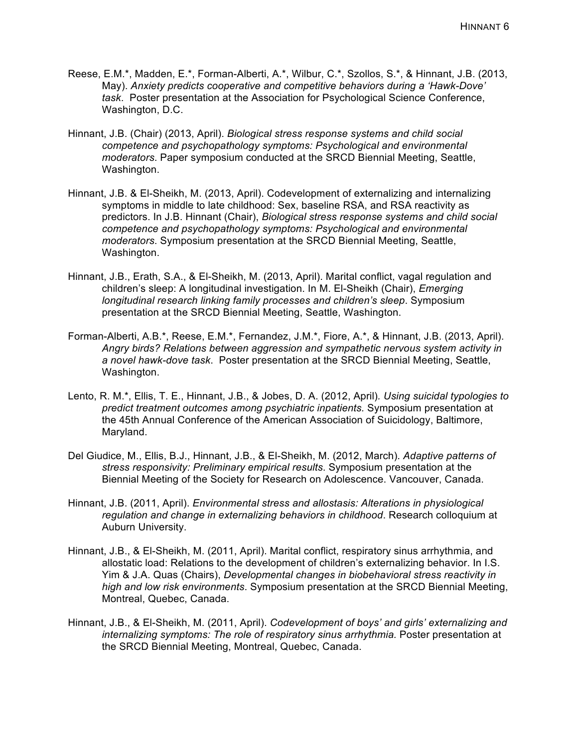Reese, E.M.*, Madden, E.*, Forman-Alberti, A.*, Wilbur, C.*, Szollos, S.*, & Hinnant, J.B. (2013, May). *Anxiety predicts cooperative and competitive behaviors during a 'Hawk-Dove' task*. Poster presentation at the Association for Psychological Science Conference, Washington, D.C.

Hinnant, J.B. (Chair) (2013, April). *Biological stress response systems and child social competence and psychopathology symptoms: Psychological and environmental moderators*. Paper symposium conducted at the SRCD Biennial Meeting, Seattle, Washington.

Hinnant, J.B. & El-Sheikh, M. (2013, April). Codevelopment of externalizing and internalizing symptoms in middle to late childhood: Sex, baseline RSA, and RSA reactivity as predictors. In J.B. Hinnant (Chair), *Biological stress response systems and child social competence and psychopathology symptoms: Psychological and environmental moderators*. Symposium presentation at the SRCD Biennial Meeting, Seattle, Washington.

Hinnant, J.B., Erath, S.A., & El-Sheikh, M. (2013, April). Marital conflict, vagal regulation and children's sleep: A longitudinal investigation. In M. El-Sheikh (Chair), *Emerging longitudinal research linking family processes and children's sleep*. Symposium presentation at the SRCD Biennial Meeting, Seattle, Washington.

Forman-Alberti, A.B.*, Reese, E.M.*, Fernandez, J.M.*, Fiore, A.*, & Hinnant, J.B. (2013, April). *Angry birds? Relations between aggression and sympathetic nervous system activity in a novel hawk-dove task*. Poster presentation at the SRCD Biennial Meeting, Seattle, Washington.

Lento, R. M.*, Ellis, T. E., Hinnant, J.B., & Jobes, D. A. (2012, April). *Using suicidal typologies to predict treatment outcomes among psychiatric inpatients.* Symposium presentation at the 45th Annual Conference of the American Association of Suicidology, Baltimore, Maryland.

Del Giudice, M., Ellis, B.J., Hinnant, J.B., & El-Sheikh, M. (2012, March). *Adaptive patterns of stress responsivity: Preliminary empirical results*. Symposium presentation at the Biennial Meeting of the Society for Research on Adolescence. Vancouver, Canada.

Hinnant, J.B. (2011, April). *Environmental stress and allostasis: Alterations in physiological regulation and change in externalizing behaviors in childhood*. Research colloquium at Auburn University.

Hinnant, J.B., & El-Sheikh, M. (2011, April). Marital conflict, respiratory sinus arrhythmia, and allostatic load: Relations to the development of children's externalizing behavior. In I.S. Yim & J.A. Quas (Chairs), *Developmental changes in biobehavioral stress reactivity in high and low risk environments*. Symposium presentation at the SRCD Biennial Meeting, Montreal, Quebec, Canada.

Hinnant, J.B., & El-Sheikh, M. (2011, April). *Codevelopment of boys' and girls' externalizing and internalizing symptoms: The role of respiratory sinus arrhythmia.* Poster presentation at the SRCD Biennial Meeting, Montreal, Quebec, Canada.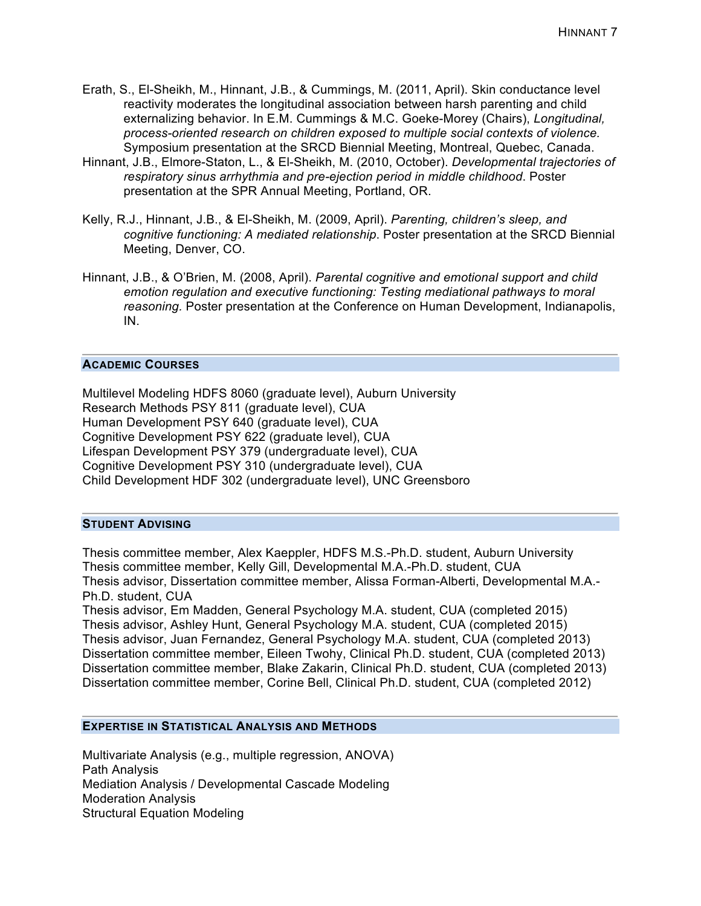Erath, S., El-Sheikh, M., Hinnant, J.B., & Cummings, M. (2011, April). Skin conductance level reactivity moderates the longitudinal association between harsh parenting and child externalizing behavior. In E.M. Cummings & M.C. Goeke-Morey (Chairs), *Longitudinal, process-oriented research on children exposed to multiple social contexts of violence.* Symposium presentation at the SRCD Biennial Meeting, Montreal, Quebec, Canada.

Hinnant, J.B., Elmore-Staton, L., & El-Sheikh, M. (2010, October). *Developmental trajectories of respiratory sinus arrhythmia and pre-ejection period in middle childhood*. Poster presentation at the SPR Annual Meeting, Portland, OR.

Kelly, R.J., Hinnant, J.B., & El-Sheikh, M. (2009, April). *Parenting, children's sleep, and cognitive functioning: A mediated relationship*. Poster presentation at the SRCD Biennial Meeting, Denver, CO.

Hinnant, J.B., & O'Brien, M. (2008, April). *Parental cognitive and emotional support and child emotion regulation and executive functioning: Testing mediational pathways to moral reasoning.* Poster presentation at the Conference on Human Development, Indianapolis, IN.

## Academic Courses

Multilevel Modeling HDFS 8060 (graduate level), Auburn University
Research Methods PSY 811 (graduate level), CUA
Human Development PSY 640 (graduate level), CUA
Cognitive Development PSY 622 (graduate level), CUA
Lifespan Development PSY 379 (undergraduate level), CUA
Cognitive Development PSY 310 (undergraduate level), CUA
Child Development HDF 302 (undergraduate level), UNC Greensboro

## Student Advising

Thesis committee member, Alex Kaeppler, HDFS M.S.-Ph.D. student, Auburn University
Thesis committee member, Kelly Gill, Developmental M.A.-Ph.D. student, CUA
Thesis advisor, Dissertation committee member, Alissa Forman-Alberti, Developmental M.A.-Ph.D. student, CUA
Thesis advisor, Em Madden, General Psychology M.A. student, CUA (completed 2015)
Thesis advisor, Ashley Hunt, General Psychology M.A. student, CUA (completed 2015)
Thesis advisor, Juan Fernandez, General Psychology M.A. student, CUA (completed 2013)
Dissertation committee member, Eileen Twohy, Clinical Ph.D. student, CUA (completed 2013)
Dissertation committee member, Blake Zakarin, Clinical Ph.D. student, CUA (completed 2013)
Dissertation committee member, Corine Bell, Clinical Ph.D. student, CUA (completed 2012)

## Expertise in Statistical Analysis and Methods

Multivariate Analysis (e.g., multiple regression, ANOVA)
Path Analysis
Mediation Analysis / Developmental Cascade Modeling
Moderation Analysis
Structural Equation Modeling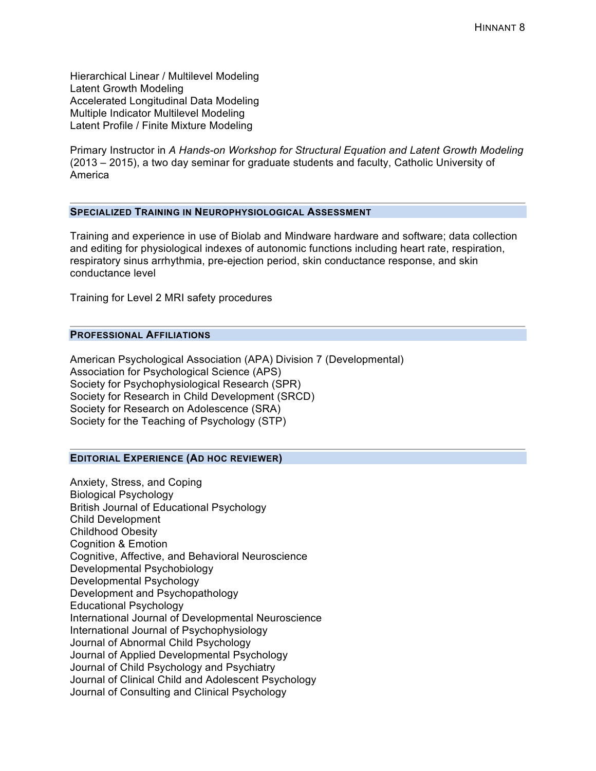Hierarchical Linear / Multilevel Modeling
Latent Growth Modeling
Accelerated Longitudinal Data Modeling
Multiple Indicator Multilevel Modeling
Latent Profile / Finite Mixture Modeling

Primary Instructor in *A Hands-on Workshop for Structural Equation and Latent Growth Modeling* (2013 – 2015), a two day seminar for graduate students and faculty, Catholic University of America

## Specialized Training in Neurophysiological Assessment

Training and experience in use of Biolab and Mindware hardware and software; data collection and editing for physiological indexes of autonomic functions including heart rate, respiration, respiratory sinus arrhythmia, pre-ejection period, skin conductance response, and skin conductance level

Training for Level 2 MRI safety procedures

## Professional Affiliations

American Psychological Association (APA) Division 7 (Developmental)
Association for Psychological Science (APS)
Society for Psychophysiological Research (SPR)
Society for Research in Child Development (SRCD)
Society for Research on Adolescence (SRA)
Society for the Teaching of Psychology (STP)

## Editorial Experience (Ad hoc reviewer)

Anxiety, Stress, and Coping
Biological Psychology
British Journal of Educational Psychology
Child Development
Childhood Obesity
Cognition & Emotion
Cognitive, Affective, and Behavioral Neuroscience
Developmental Psychobiology
Developmental Psychology
Development and Psychopathology
Educational Psychology
International Journal of Developmental Neuroscience
International Journal of Psychophysiology
Journal of Abnormal Child Psychology
Journal of Applied Developmental Psychology
Journal of Child Psychology and Psychiatry
Journal of Clinical Child and Adolescent Psychology
Journal of Consulting and Clinical Psychology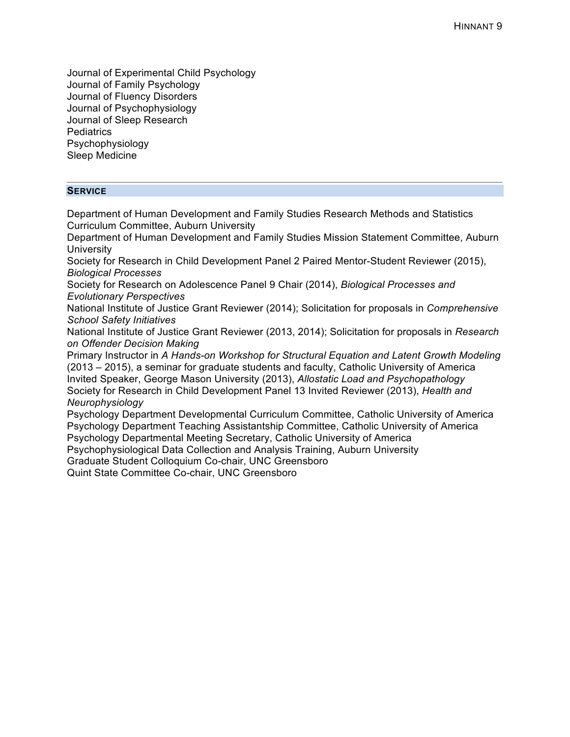Journal of Experimental Child Psychology
Journal of Family Psychology
Journal of Fluency Disorders
Journal of Psychophysiology
Journal of Sleep Research
Pediatrics
Psychophysiology
Sleep Medicine

## SERVICE

Department of Human Development and Family Studies Research Methods and Statistics Curriculum Committee, Auburn University
Department of Human Development and Family Studies Mission Statement Committee, Auburn University
Society for Research in Child Development Panel 2 Paired Mentor-Student Reviewer (2015), *Biological Processes*
Society for Research on Adolescence Panel 9 Chair (2014), *Biological Processes and Evolutionary Perspectives*
National Institute of Justice Grant Reviewer (2014); Solicitation for proposals in *Comprehensive School Safety Initiatives*
National Institute of Justice Grant Reviewer (2013, 2014); Solicitation for proposals in *Research on Offender Decision Making*
Primary Instructor in *A Hands-on Workshop for Structural Equation and Latent Growth Modeling* (2013 – 2015), a seminar for graduate students and faculty, Catholic University of America
Invited Speaker, George Mason University (2013), *Allostatic Load and Psychopathology*
Society for Research in Child Development Panel 13 Invited Reviewer (2013), *Health and Neurophysiology*
Psychology Department Developmental Curriculum Committee, Catholic University of America
Psychology Department Teaching Assistantship Committee, Catholic University of America
Psychology Departmental Meeting Secretary, Catholic University of America
Psychophysiological Data Collection and Analysis Training, Auburn University
Graduate Student Colloquium Co-chair, UNC Greensboro
Quint State Committee Co-chair, UNC Greensboro